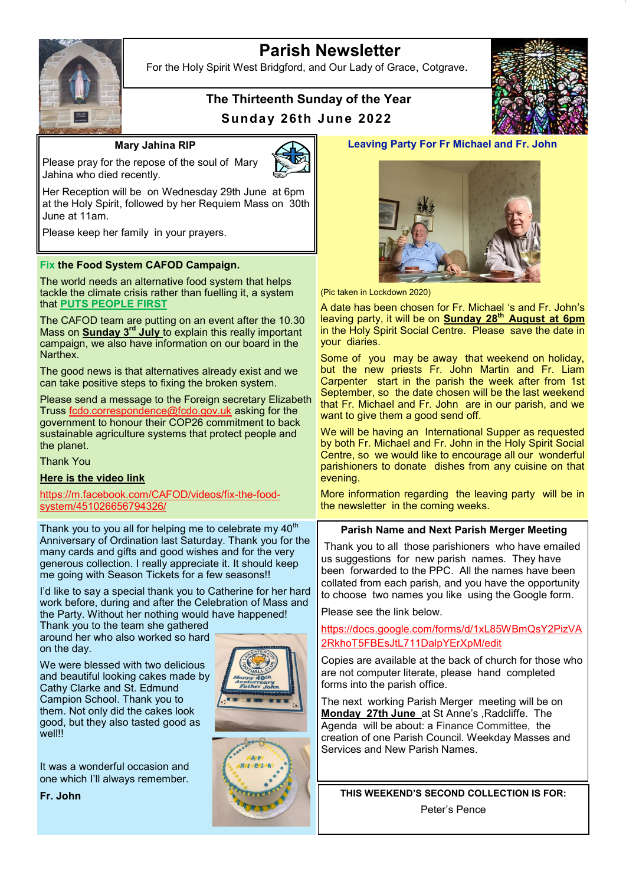# Parish Newsletter

For the Holy Spirit West Bridgford, and Our Lady of Grace, Cotgrave.

## The Thirteenth Sunday of the Year

## Sunday 26th June 2022

### Mary Jahina RIP

Please pray for the repose of the soul of Mary Jahina who died recently.

Her Reception will be on Wednesday 29th June at 6pm at the Holy Spirit, followed by her Requiem Mass on 30th June at 11am.

Please keep her family in your prayers.

### Fix the Food System CAFOD Campaign.

The world needs an alternative food system that helps tackle the climate crisis rather than fuelling it, a system that **PUTS PEOPLE FIRST**

The CAFOD team are putting on an event after the 10.30 Mass on **Sunday 3rd July** to explain this really important campaign, we also have information on our board in the Narthex.

The good news is that alternatives already exist and we can take positive steps to fixing the broken system.

Please send a message to the Foreign secretary Elizabeth Truss fcdo.correspondence@fcdo.gov.uk asking for the government to honour their COP26 commitment to back sustainable agriculture systems that protect people and the planet.

Thank You

**Here is the video link**

https://m.facebook.com/CAFOD/videos/fix-the-food-system/451026656794326/

Thank you to you all for helping me to celebrate my 40th Anniversary of Ordination last Saturday. Thank you for the many cards and gifts and good wishes and for the very generous collection. I really appreciate it. It should keep me going with Season Tickets for a few seasons!!

I'd like to say a special thank you to Catherine for her hard work before, during and after the Celebration of Mass and the Party. Without her nothing would have happened! Thank you to the team she gathered around her who also worked so hard on the day.

We were blessed with two delicious and beautiful looking cakes made by Cathy Clarke and St. Edmund Campion School. Thank you to them. Not only did the cakes look good, but they also tasted good as well!!

It was a wonderful occasion and one which I'll always remember.

**Fr. John**

### Leaving Party For Fr Michael and Fr. John

(Pic taken in Lockdown 2020)

A date has been chosen for Fr. Michael 's and Fr. John's leaving party, it will be on **Sunday 28th August at 6pm** in the Holy Spirit Social Centre. Please save the date in your diaries.

Some of you may be away that weekend on holiday, but the new priests Fr. John Martin and Fr. Liam Carpenter start in the parish the week after from 1st September, so the date chosen will be the last weekend that Fr. Michael and Fr. John are in our parish, and we want to give them a good send off.

We will be having an International Supper as requested by both Fr. Michael and Fr. John in the Holy Spirit Social Centre, so we would like to encourage all our wonderful parishioners to donate dishes from any cuisine on that evening.

More information regarding the leaving party will be in the newsletter in the coming weeks.

### Parish Name and Next Parish Merger Meeting

Thank you to all those parishioners who have emailed us suggestions for new parish names. They have been forwarded to the PPC. All the names have been collated from each parish, and you have the opportunity to choose two names you like using the Google form.

Please see the link below.

https://docs.google.com/forms/d/1xL85WBmQsY2PizVA2RkhoT5FBEsJtL711DalpYErXpM/edit

Copies are available at the back of church for those who are not computer literate, please hand completed forms into the parish office.

The next working Parish Merger meeting will be on **Monday 27th June** at St Anne's ,Radcliffe. The Agenda will be about: a Finance Committee, the creation of one Parish Council. Weekday Masses and Services and New Parish Names.

**THIS WEEKEND'S SECOND COLLECTION IS FOR:**

Peter's Pence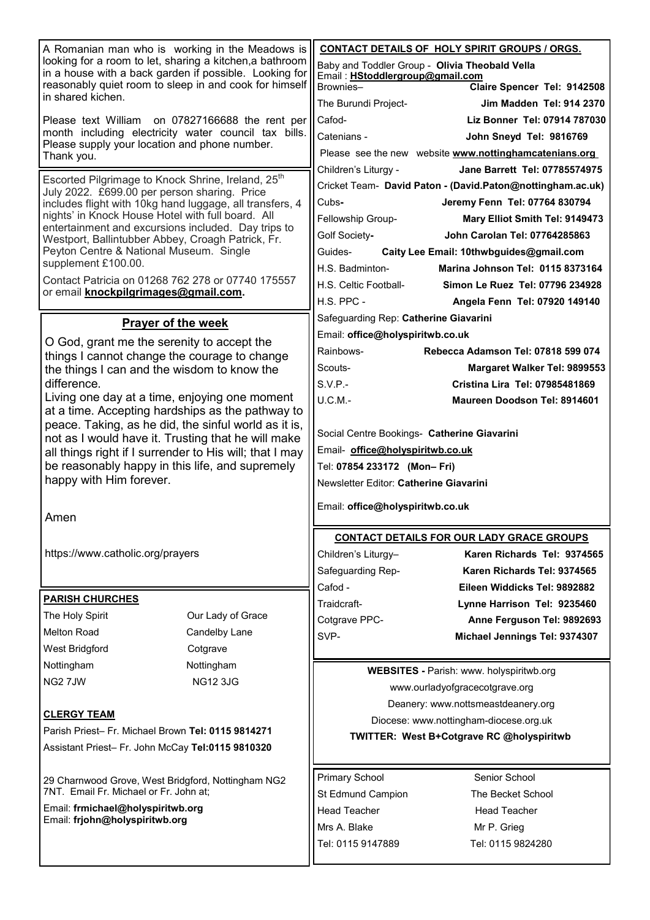A Romanian man who is working in the Meadows is looking for a room to let, sharing a kitchen,a bathroom in a house with a back garden if possible. Looking for reasonably quiet room to sleep in and cook for himself in shared kichen.

Please text William on 07827166688 the rent per month including electricity water council tax bills. Please supply your location and phone number. Thank you.

Escorted Pilgrimage to Knock Shrine, Ireland, 25th July 2022. £699.00 per person sharing. Price includes flight with 10kg hand luggage, all transfers, 4 nights' in Knock House Hotel with full board. All entertainment and excursions included. Day trips to Westport, Ballintubber Abbey, Croagh Patrick, Fr. Peyton Centre & National Museum. Single supplement £100.00.

Contact Patricia on 01268 762 278 or 07740 175557 or email **knockpilgrimages@gmail.com.**

## Prayer of the week

O God, grant me the serenity to accept the things I cannot change the courage to change the things I can and the wisdom to know the difference.
Living one day at a time, enjoying one moment at a time. Accepting hardships as the pathway to peace. Taking, as he did, the sinful world as it is, not as I would have it. Trusting that he will make all things right if I surrender to His will; that I may be reasonably happy in this life, and supremely happy with Him forever.

Amen

https://www.catholic.org/prayers

## PARISH CHURCHES

| The Holy Spirit | Our Lady of Grace |
|---|---|
| Melton Road | Candelby Lane |
| West Bridgford | Cotgrave |
| Nottingham | Nottingham |
| NG2 7JW | NG12 3JG |

## CLERGY TEAM

Parish Priest– Fr. Michael Brown **Tel: 0115 9814271**
Assistant Priest– Fr. John McCay **Tel:0115 9810320**

29 Charnwood Grove, West Bridgford, Nottingham NG2 7NT. Email Fr. Michael or Fr. John at;
Email: **frmichael@holyspiritwb.org**
Email: **frjohn@holyspiritwb.org**

## CONTACT DETAILS OF HOLY SPIRIT GROUPS / ORGS.

Baby and Toddler Group - **Olivia Theobald Vella**
Email : **HStoddlergroup@gmail.com**
Brownies– **Claire Spencer Tel: 9142508**
The Burundi Project- **Jim Madden Tel: 914 2370**
Cafod- **Liz Bonner Tel: 07914 787030**
Catenians - **John Sneyd Tel: 9816769**
Please see the new website **www.nottinghamcatenians.org**
Children's Liturgy - **Jane Barrett Tel: 07785574975**
Cricket Team- **David Paton - (David.Paton@nottingham.ac.uk)**
Cubs- **Jeremy Fenn Tel: 07764 830794**
Fellowship Group- **Mary Elliot Smith Tel: 9149473**
Golf Society- **John Carolan Tel: 07764285863**
Guides- **Caity Lee Email: 10thwbguides@gmail.com**
H.S. Badminton- **Marina Johnson Tel: 0115 8373164**
H.S. Celtic Football- **Simon Le Ruez Tel: 07796 234928**
H.S. PPC - **Angela Fenn Tel: 07920 149140**
Safeguarding Rep: **Catherine Giavarini**
Email: **office@holyspiritwb.co.uk**
Rainbows- **Rebecca Adamson Tel: 07818 599 074**
Scouts- **Margaret Walker Tel: 9899553**
S.V.P.- **Cristina Lira Tel: 07985481869**
U.C.M.- **Maureen Doodson Tel: 8914601**

Social Centre Bookings- **Catherine Giavarini**
Email- **office@holyspiritwb.co.uk**
Tel: **07854 233172 (Mon– Fri)**
Newsletter Editor: **Catherine Giavarini**

Email: **office@holyspiritwb.co.uk**

## CONTACT DETAILS FOR OUR LADY GRACE GROUPS

| | |
|---|---|
| Children's Liturgy– | **Karen Richards Tel: 9374565** |
| Safeguarding Rep- | **Karen Richards Tel: 9374565** |
| Cafod - | **Eileen Widdicks Tel: 9892882** |
| Traidcraft- | **Lynne Harrison Tel: 9235460** |
| Cotgrave PPC- | **Anne Ferguson Tel: 9892693** |
| SVP- | **Michael Jennings Tel: 9374307** |

**WEBSITES -** Parish: www. holyspiritwb.org
www.ourladyofgracecotgrave.org
Deanery: www.nottsmeastdeanery.org
Diocese: www.nottingham-diocese.org.uk
**TWITTER: West B+Cotgrave RC @holyspiritwb**

| Primary School | Senior School |
|---|---|
| St Edmund Campion | The Becket School |
| Head Teacher | Head Teacher |
| Mrs A. Blake | Mr P. Grieg |
| Tel: 0115 9147889 | Tel: 0115 9824280 |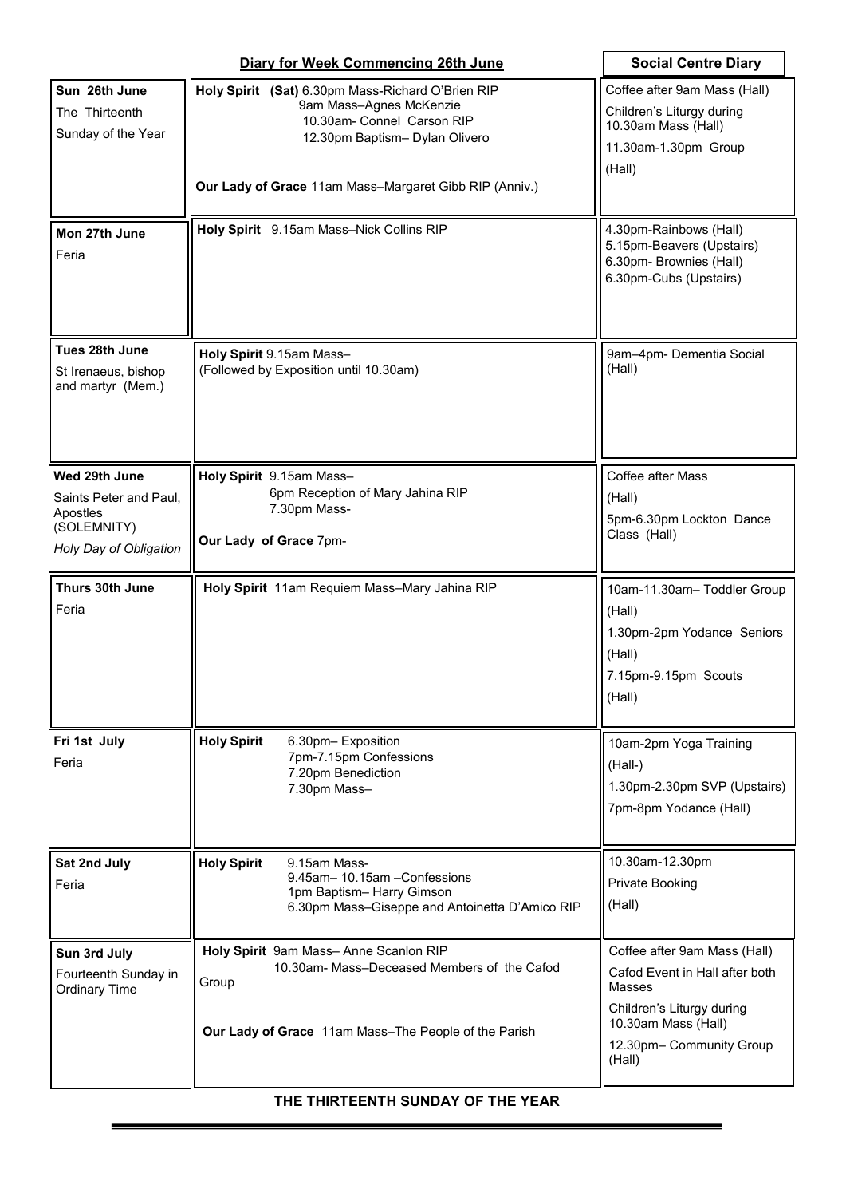| Diary for Week Commencing 26th June | | Social Centre Diary |
|---|---|---|
| **Sun 26th June**<br>The Thirteenth Sunday of the Year | **Holy Spirit (Sat)** 6.30pm Mass–Richard O'Brien RIP<br>9am Mass–Agnes McKenzie<br>10.30am- Connel Carson RIP<br>12.30pm Baptism– Dylan Olivero<br><br>**Our Lady of Grace** 11am Mass–Margaret Gibb RIP (Anniv.) | Coffee after 9am Mass (Hall)<br>Children's Liturgy during 10.30am Mass (Hall)<br>11.30am-1.30pm Group (Hall) |
| **Mon 27th June**<br>Feria | **Holy Spirit** 9.15am Mass–Nick Collins RIP | 4.30pm-Rainbows (Hall)<br>5.15pm-Beavers (Upstairs)<br>6.30pm- Brownies (Hall)<br>6.30pm-Cubs (Upstairs) |
| **Tues 28th June**<br>St Irenaeus, bishop and martyr (Mem.) | **Holy Spirit** 9.15am Mass–<br>(Followed by Exposition until 10.30am) | 9am–4pm- Dementia Social (Hall) |
| **Wed 29th June**<br>Saints Peter and Paul, Apostles (SOLEMNITY)<br>*Holy Day of Obligation* | **Holy Spirit** 9.15am Mass–<br>6pm Reception of Mary Jahina RIP<br>7.30pm Mass-<br><br>**Our Lady of Grace** 7pm- | Coffee after Mass (Hall)<br>5pm-6.30pm Lockton Dance Class (Hall) |
| **Thurs 30th June**<br>Feria | **Holy Spirit** 11am Requiem Mass–Mary Jahina RIP | 10am-11.30am– Toddler Group (Hall)<br>1.30pm-2pm Yodance Seniors (Hall)<br>7.15pm-9.15pm Scouts (Hall) |
| **Fri 1st July**<br>Feria | **Holy Spirit** 6.30pm– Exposition<br>7pm-7.15pm Confessions<br>7.20pm Benediction<br>7.30pm Mass– | 10am-2pm Yoga Training (Hall-)<br>1.30pm-2.30pm SVP (Upstairs)<br>7pm-8pm Yodance (Hall) |
| **Sat 2nd July**<br>Feria | **Holy Spirit** 9.15am Mass-<br>9.45am– 10.15am –Confessions<br>1pm Baptism– Harry Gimson<br>6.30pm Mass–Giseppe and Antoinetta D'Amico RIP | 10.30am-12.30pm Private Booking (Hall) |
| **Sun 3rd July**<br>Fourteenth Sunday in Ordinary Time | **Holy Spirit** 9am Mass– Anne Scanlon RIP<br>10.30am- Mass–Deceased Members of the Cafod Group<br><br>**Our Lady of Grace** 11am Mass–The People of the Parish | Coffee after 9am Mass (Hall)<br>Cafod Event in Hall after both Masses<br>Children's Liturgy during 10.30am Mass (Hall)<br>12.30pm– Community Group (Hall) |

**THE THIRTEENTH SUNDAY OF THE YEAR**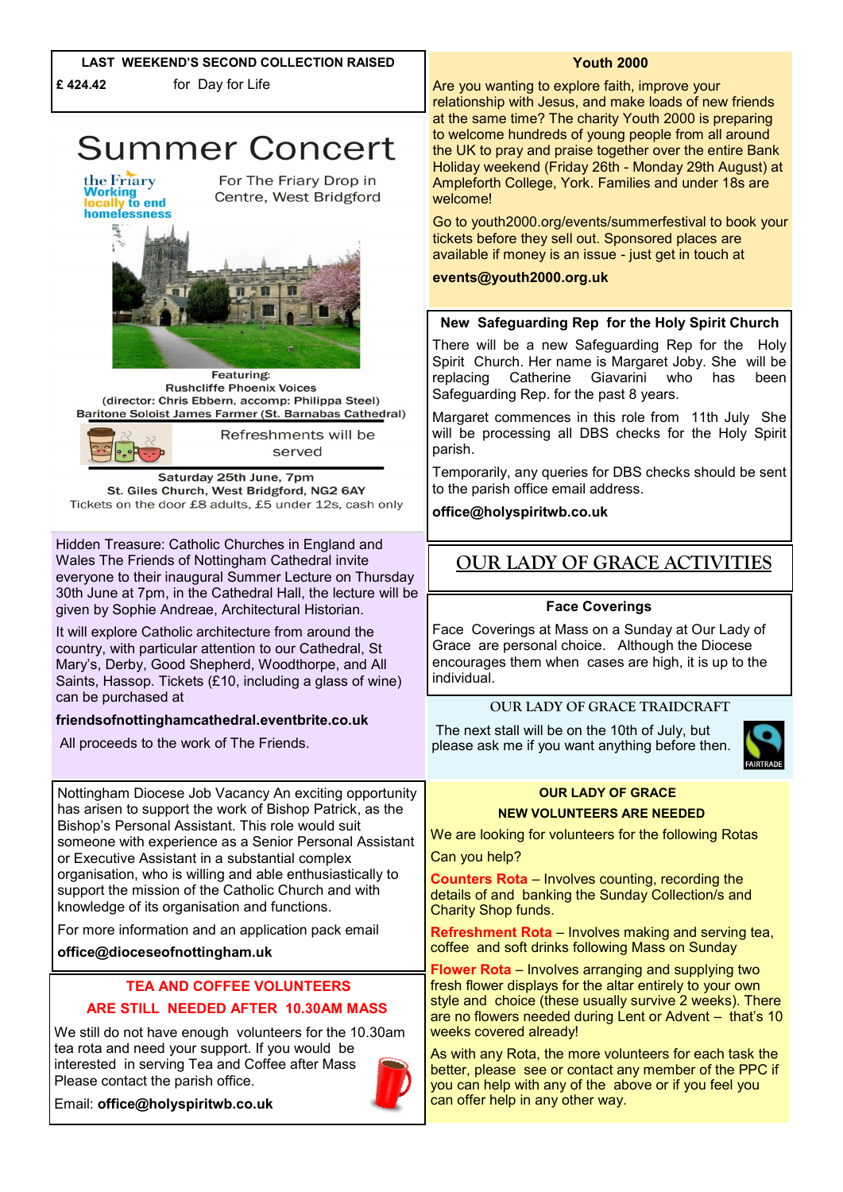**LAST WEEKEND'S SECOND COLLECTION RAISED**

**£ 424.42** for Day for Life

# Summer Concert

the Friary Working locally to end homelessness

For The Friary Drop in Centre, West Bridgford

Featuring:
Rushcliffe Phoenix Voices
(director: Chris Ebbern, accomp: Philippa Steel)
Baritone Soloist James Farmer (St. Barnabas Cathedral)

Refreshments will be served

Saturday 25th June, 7pm
St. Giles Church, West Bridgford, NG2 6AY
Tickets on the door £8 adults, £5 under 12s, cash only

Hidden Treasure: Catholic Churches in England and Wales The Friends of Nottingham Cathedral invite everyone to their inaugural Summer Lecture on Thursday 30th June at 7pm, in the Cathedral Hall, the lecture will be given by Sophie Andreae, Architectural Historian.

It will explore Catholic architecture from around the country, with particular attention to our Cathedral, St Mary's, Derby, Good Shepherd, Woodthorpe, and All Saints, Hassop. Tickets (£10, including a glass of wine) can be purchased at

**friendsofnottinghamcathedral.eventbrite.co.uk**

All proceeds to the work of The Friends.

Nottingham Diocese Job Vacancy An exciting opportunity has arisen to support the work of Bishop Patrick, as the Bishop's Personal Assistant. This role would suit someone with experience as a Senior Personal Assistant or Executive Assistant in a substantial complex organisation, who is willing and able enthusiastically to support the mission of the Catholic Church and with knowledge of its organisation and functions.

For more information and an application pack email

**office@dioceseofnottingham.uk**

**TEA AND COFFEE VOLUNTEERS**
**ARE STILL NEEDED AFTER 10.30AM MASS**

We still do not have enough volunteers for the 10.30am tea rota and need your support. If you would be interested in serving Tea and Coffee after Mass Please contact the parish office.

Email: **office@holyspiritwb.co.uk**

**Youth 2000**

Are you wanting to explore faith, improve your relationship with Jesus, and make loads of new friends at the same time? The charity Youth 2000 is preparing to welcome hundreds of young people from all around the UK to pray and praise together over the entire Bank Holiday weekend (Friday 26th - Monday 29th August) at Ampleforth College, York. Families and under 18s are welcome!

Go to youth2000.org/events/summerfestival to book your tickets before they sell out. Sponsored places are available if money is an issue - just get in touch at

**events@youth2000.org.uk**

**New Safeguarding Rep for the Holy Spirit Church**

There will be a new Safeguarding Rep for the Holy Spirit Church. Her name is Margaret Joby. She will be replacing Catherine Giavarini who has been Safeguarding Rep. for the past 8 years.

Margaret commences in this role from 11th July She will be processing all DBS checks for the Holy Spirit parish.

Temporarily, any queries for DBS checks should be sent to the parish office email address.

**office@holyspiritwb.co.uk**

## OUR LADY OF GRACE ACTIVITIES

**Face Coverings**

Face Coverings at Mass on a Sunday at Our Lady of Grace are personal choice. Although the Diocese encourages them when cases are high, it is up to the individual.

OUR LADY OF GRACE TRAIDCRAFT

The next stall will be on the 10th of July, but please ask me if you want anything before then.

FAIRTRADE

**OUR LADY OF GRACE**
**NEW VOLUNTEERS ARE NEEDED**

We are looking for volunteers for the following Rotas

Can you help?

**Counters Rota** – Involves counting, recording the details of and banking the Sunday Collection/s and Charity Shop funds.

**Refreshment Rota** – Involves making and serving tea, coffee and soft drinks following Mass on Sunday

**Flower Rota** – Involves arranging and supplying two fresh flower displays for the altar entirely to your own style and choice (these usually survive 2 weeks). There are no flowers needed during Lent or Advent – that's 10 weeks covered already!

As with any Rota, the more volunteers for each task the better, please see or contact any member of the PPC if you can help with any of the above or if you feel you can offer help in any other way.